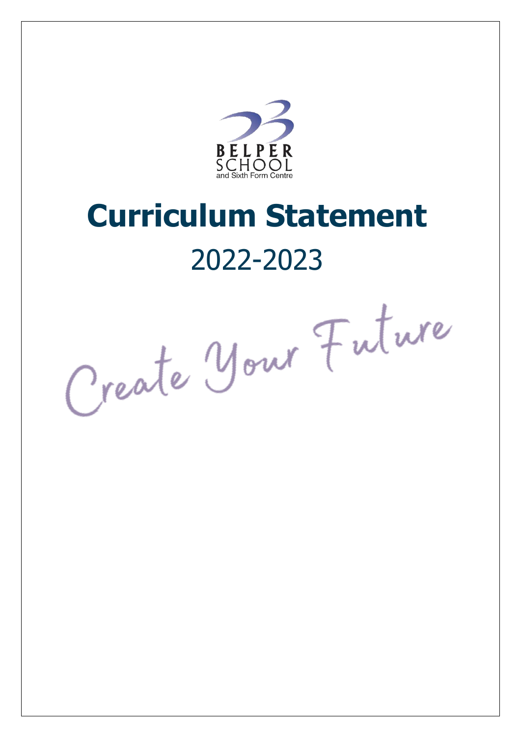BELPER SCHOOL
and Sixth Form Centre

# Curriculum Statement

2022-2023

Create Your Future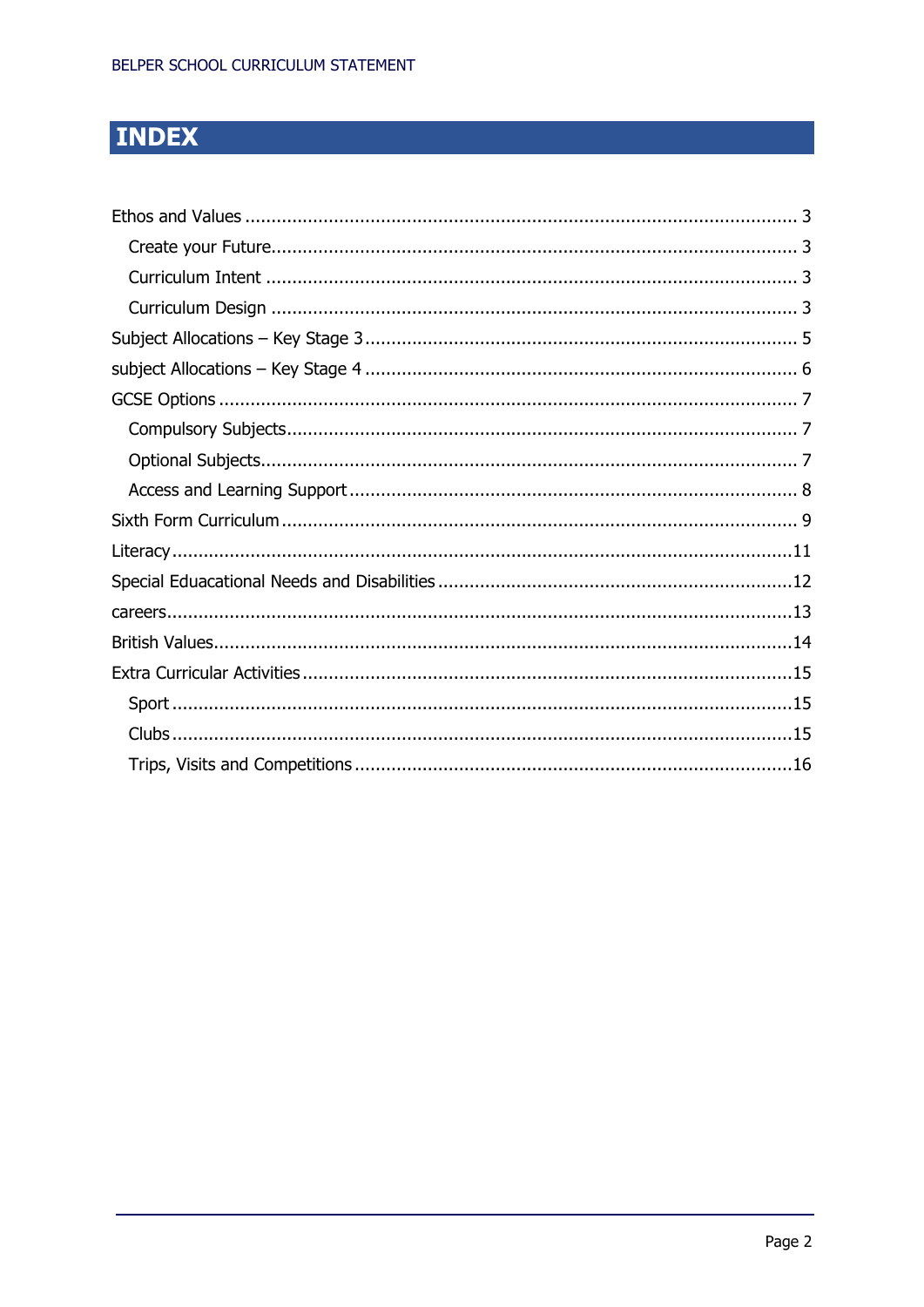# INDEX

Ethos and Values ........................................................................................................ 3

- Create your Future.................................................................................................. 3
- Curriculum Intent .................................................................................................... 3
- Curriculum Design .................................................................................................. 3

Subject Allocations – Key Stage 3 ................................................................................. 5

subject Allocations – Key Stage 4 ................................................................................. 6

GCSE Options ............................................................................................................. 7

- Compulsory Subjects ............................................................................................... 7
- Optional Subjects ..................................................................................................... 7
- Access and Learning Support ................................................................................... 8

Sixth Form Curriculum ................................................................................................ 9

Literacy ..................................................................................................................... 11

Special Eduacational Needs and Disabilities ................................................................ 12

careers ...................................................................................................................... 13

British Values ............................................................................................................ 14

Extra Curricular Activities ........................................................................................... 15

- Sport ..................................................................................................................... 15
- Clubs ..................................................................................................................... 15
- Trips, Visits and Competitions ................................................................................ 16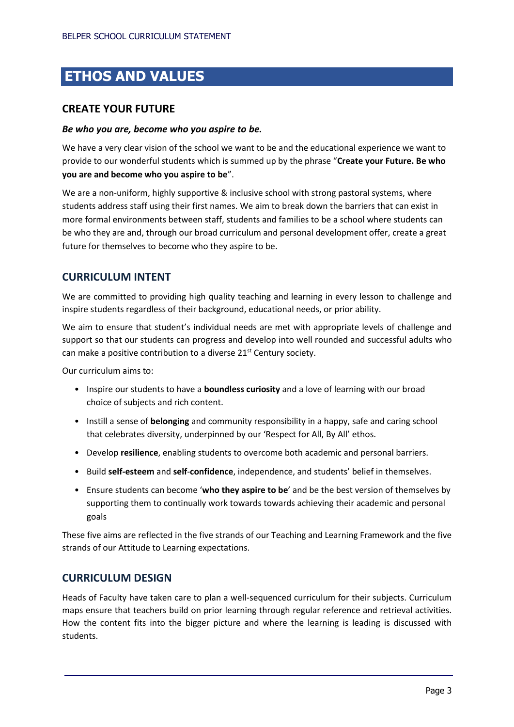# ETHOS AND VALUES

## CREATE YOUR FUTURE

***Be who you are, become who you aspire to be.***

We have a very clear vision of the school we want to be and the educational experience we want to provide to our wonderful students which is summed up by the phrase "**Create your Future. Be who you are and become who you aspire to be**".

We are a non-uniform, highly supportive & inclusive school with strong pastoral systems, where students address staff using their first names. We aim to break down the barriers that can exist in more formal environments between staff, students and families to be a school where students can be who they are and, through our broad curriculum and personal development offer, create a great future for themselves to become who they aspire to be.

## CURRICULUM INTENT

We are committed to providing high quality teaching and learning in every lesson to challenge and inspire students regardless of their background, educational needs, or prior ability.

We aim to ensure that student's individual needs are met with appropriate levels of challenge and support so that our students can progress and develop into well rounded and successful adults who can make a positive contribution to a diverse 21st Century society.

Our curriculum aims to:

- Inspire our students to have a **boundless curiosity** and a love of learning with our broad choice of subjects and rich content.
- Instill a sense of **belonging** and community responsibility in a happy, safe and caring school that celebrates diversity, underpinned by our 'Respect for All, By All' ethos.
- Develop **resilience**, enabling students to overcome both academic and personal barriers.
- Build **self-esteem** and **self**-**confidence**, independence, and students' belief in themselves.
- Ensure students can become '**who they aspire to be**' and be the best version of themselves by supporting them to continually work towards towards achieving their academic and personal goals

These five aims are reflected in the five strands of our Teaching and Learning Framework and the five strands of our Attitude to Learning expectations.

## CURRICULUM DESIGN

Heads of Faculty have taken care to plan a well-sequenced curriculum for their subjects. Curriculum maps ensure that teachers build on prior learning through regular reference and retrieval activities. How the content fits into the bigger picture and where the learning is leading is discussed with students.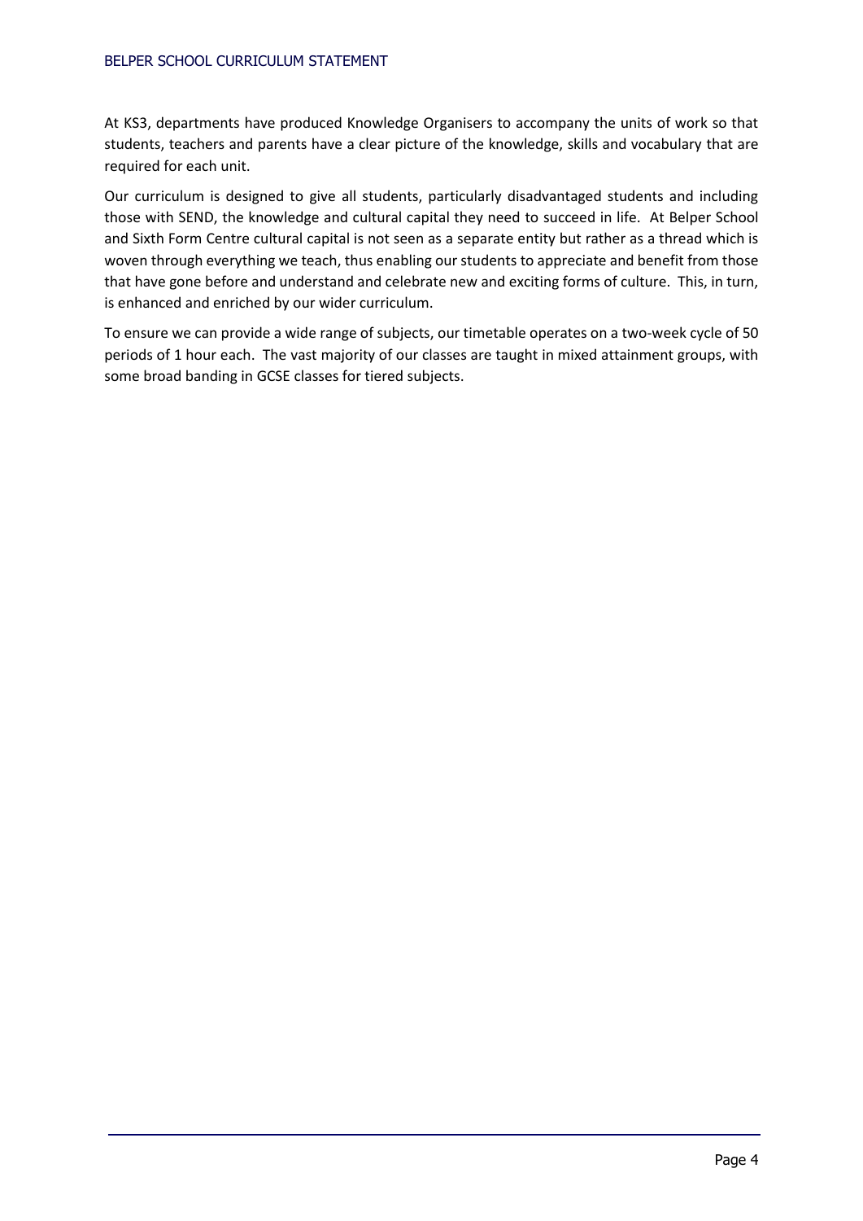At KS3, departments have produced Knowledge Organisers to accompany the units of work so that students, teachers and parents have a clear picture of the knowledge, skills and vocabulary that are required for each unit.

Our curriculum is designed to give all students, particularly disadvantaged students and including those with SEND, the knowledge and cultural capital they need to succeed in life. At Belper School and Sixth Form Centre cultural capital is not seen as a separate entity but rather as a thread which is woven through everything we teach, thus enabling our students to appreciate and benefit from those that have gone before and understand and celebrate new and exciting forms of culture. This, in turn, is enhanced and enriched by our wider curriculum.

To ensure we can provide a wide range of subjects, our timetable operates on a two-week cycle of 50 periods of 1 hour each. The vast majority of our classes are taught in mixed attainment groups, with some broad banding in GCSE classes for tiered subjects.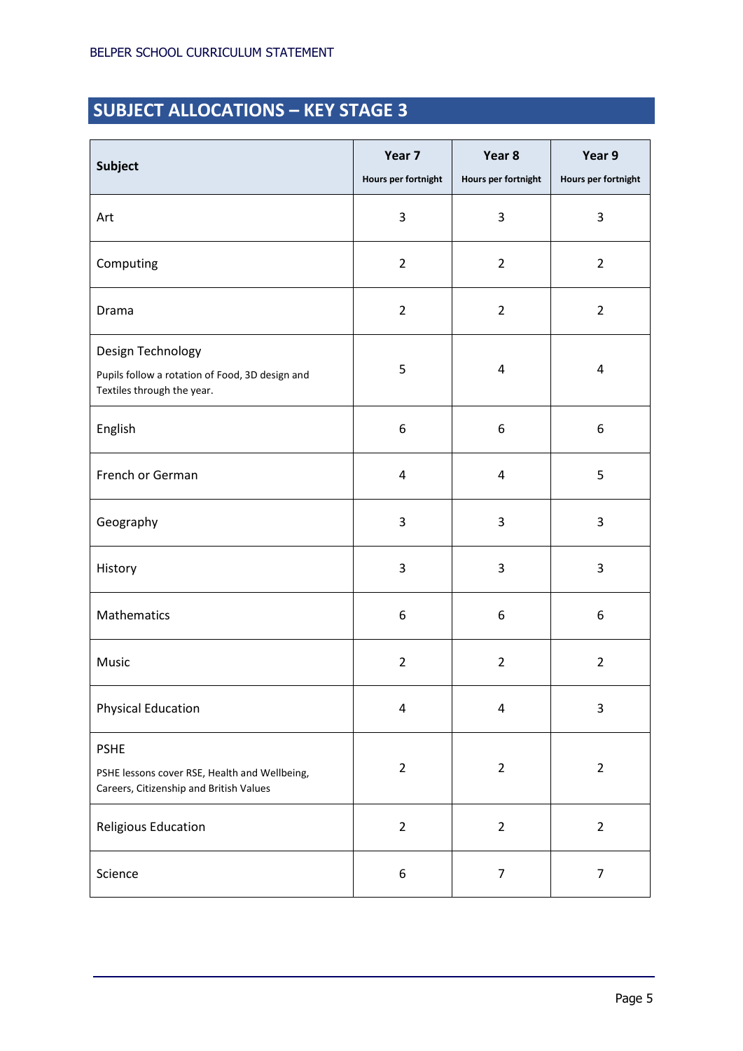## SUBJECT ALLOCATIONS – KEY STAGE 3

| Subject | Year 7 Hours per fortnight | Year 8 Hours per fortnight | Year 9 Hours per fortnight |
|---|---|---|---|
| Art | 3 | 3 | 3 |
| Computing | 2 | 2 | 2 |
| Drama | 2 | 2 | 2 |
| Design Technology<br>Pupils follow a rotation of Food, 3D design and Textiles through the year. | 5 | 4 | 4 |
| English | 6 | 6 | 6 |
| French or German | 4 | 4 | 5 |
| Geography | 3 | 3 | 3 |
| History | 3 | 3 | 3 |
| Mathematics | 6 | 6 | 6 |
| Music | 2 | 2 | 2 |
| Physical Education | 4 | 4 | 3 |
| PSHE<br>PSHE lessons cover RSE, Health and Wellbeing, Careers, Citizenship and British Values | 2 | 2 | 2 |
| Religious Education | 2 | 2 | 2 |
| Science | 6 | 7 | 7 |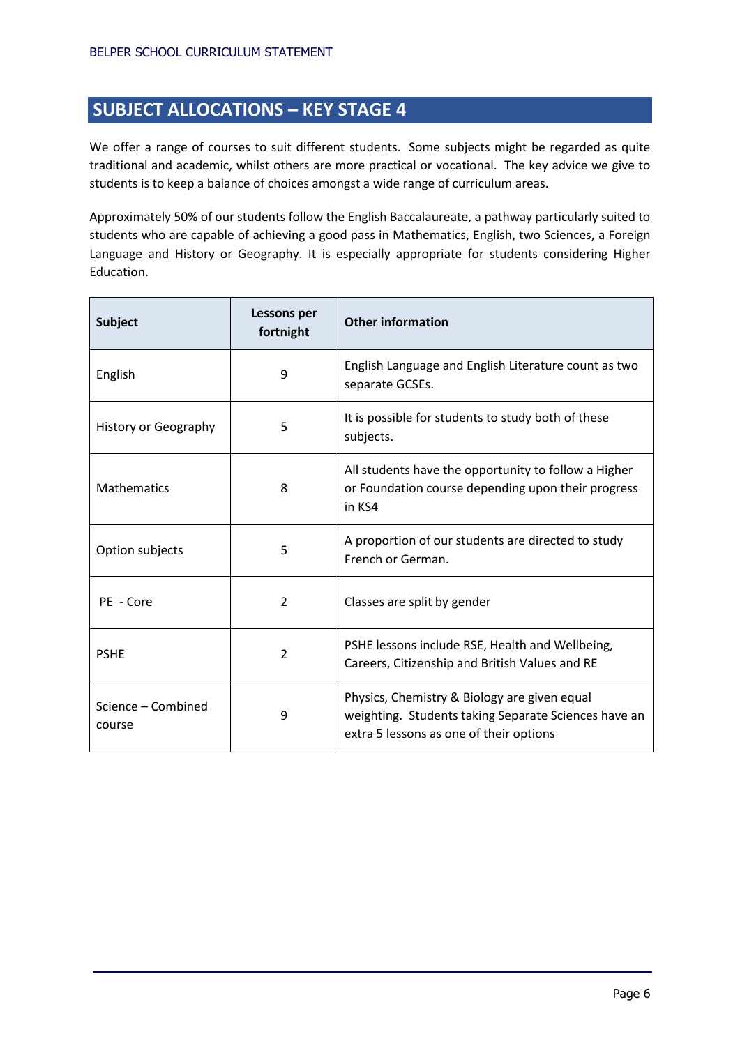## SUBJECT ALLOCATIONS – KEY STAGE 4

We offer a range of courses to suit different students. Some subjects might be regarded as quite traditional and academic, whilst others are more practical or vocational. The key advice we give to students is to keep a balance of choices amongst a wide range of curriculum areas.

Approximately 50% of our students follow the English Baccalaureate, a pathway particularly suited to students who are capable of achieving a good pass in Mathematics, English, two Sciences, a Foreign Language and History or Geography. It is especially appropriate for students considering Higher Education.

| Subject | Lessons per fortnight | Other information |
|---|---|---|
| English | 9 | English Language and English Literature count as two separate GCSEs. |
| History or Geography | 5 | It is possible for students to study both of these subjects. |
| Mathematics | 8 | All students have the opportunity to follow a Higher or Foundation course depending upon their progress in KS4 |
| Option subjects | 5 | A proportion of our students are directed to study French or German. |
| PE - Core | 2 | Classes are split by gender |
| PSHE | 2 | PSHE lessons include RSE, Health and Wellbeing, Careers, Citizenship and British Values and RE |
| Science – Combined course | 9 | Physics, Chemistry & Biology are given equal weighting. Students taking Separate Sciences have an extra 5 lessons as one of their options |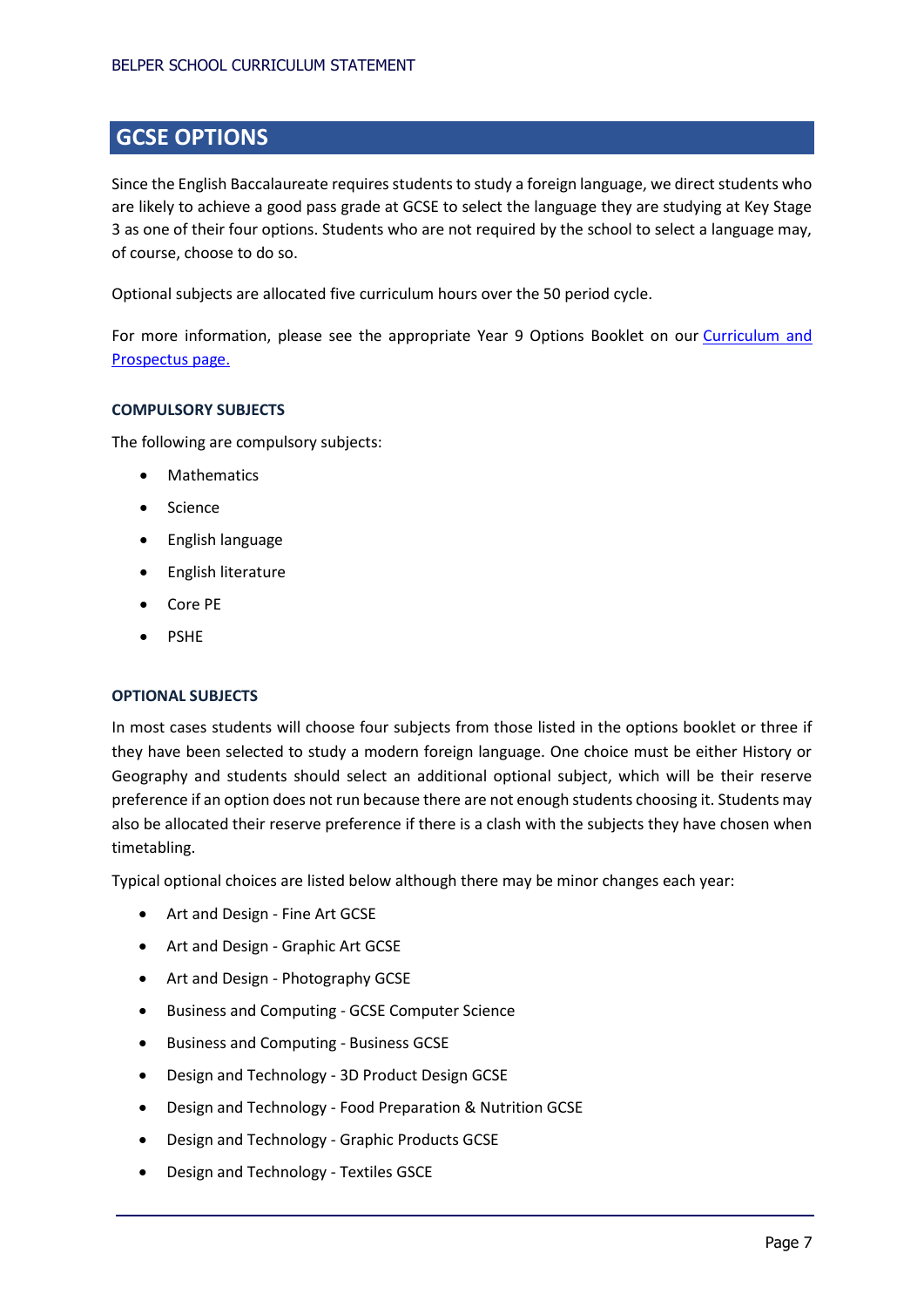## GCSE OPTIONS

Since the English Baccalaureate requires students to study a foreign language, we direct students who are likely to achieve a good pass grade at GCSE to select the language they are studying at Key Stage 3 as one of their four options. Students who are not required by the school to select a language may, of course, choose to do so.

Optional subjects are allocated five curriculum hours over the 50 period cycle.

For more information, please see the appropriate Year 9 Options Booklet on our [Curriculum and Prospectus page.]()

### COMPULSORY SUBJECTS

The following are compulsory subjects:

- Mathematics
- Science
- English language
- English literature
- Core PE
- PSHE

### OPTIONAL SUBJECTS

In most cases students will choose four subjects from those listed in the options booklet or three if they have been selected to study a modern foreign language. One choice must be either History or Geography and students should select an additional optional subject, which will be their reserve preference if an option does not run because there are not enough students choosing it. Students may also be allocated their reserve preference if there is a clash with the subjects they have chosen when timetabling.

Typical optional choices are listed below although there may be minor changes each year:

- Art and Design - Fine Art GCSE
- Art and Design - Graphic Art GCSE
- Art and Design - Photography GCSE
- Business and Computing - GCSE Computer Science
- Business and Computing - Business GCSE
- Design and Technology - 3D Product Design GCSE
- Design and Technology - Food Preparation & Nutrition GCSE
- Design and Technology - Graphic Products GCSE
- Design and Technology - Textiles GSCE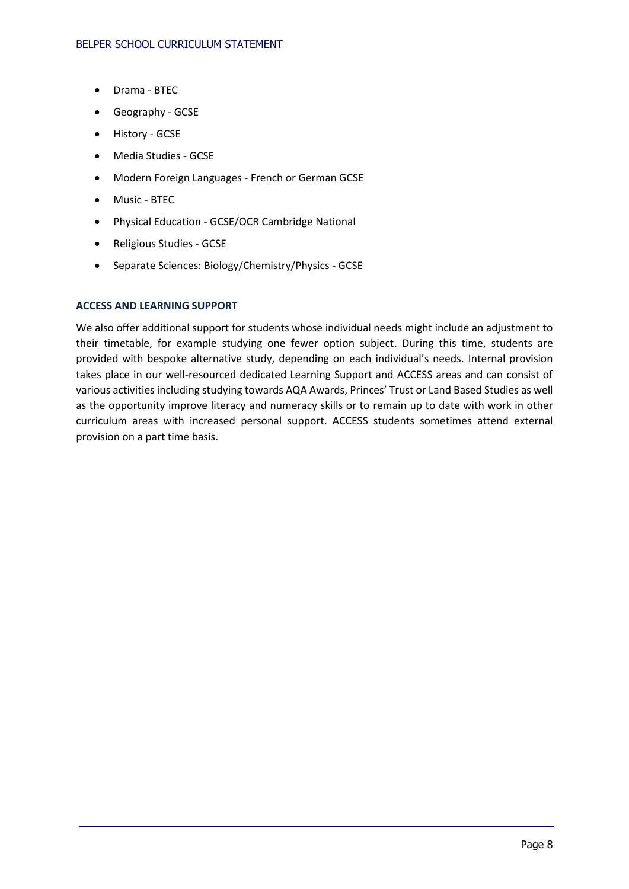- Drama - BTEC
- Geography - GCSE
- History - GCSE
- Media Studies - GCSE
- Modern Foreign Languages - French or German GCSE
- Music - BTEC
- Physical Education - GCSE/OCR Cambridge National
- Religious Studies - GCSE
- Separate Sciences: Biology/Chemistry/Physics - GCSE

**ACCESS AND LEARNING SUPPORT**

We also offer additional support for students whose individual needs might include an adjustment to their timetable, for example studying one fewer option subject. During this time, students are provided with bespoke alternative study, depending on each individual's needs. Internal provision takes place in our well-resourced dedicated Learning Support and ACCESS areas and can consist of various activities including studying towards AQA Awards, Princes' Trust or Land Based Studies as well as the opportunity improve literacy and numeracy skills or to remain up to date with work in other curriculum areas with increased personal support. ACCESS students sometimes attend external provision on a part time basis.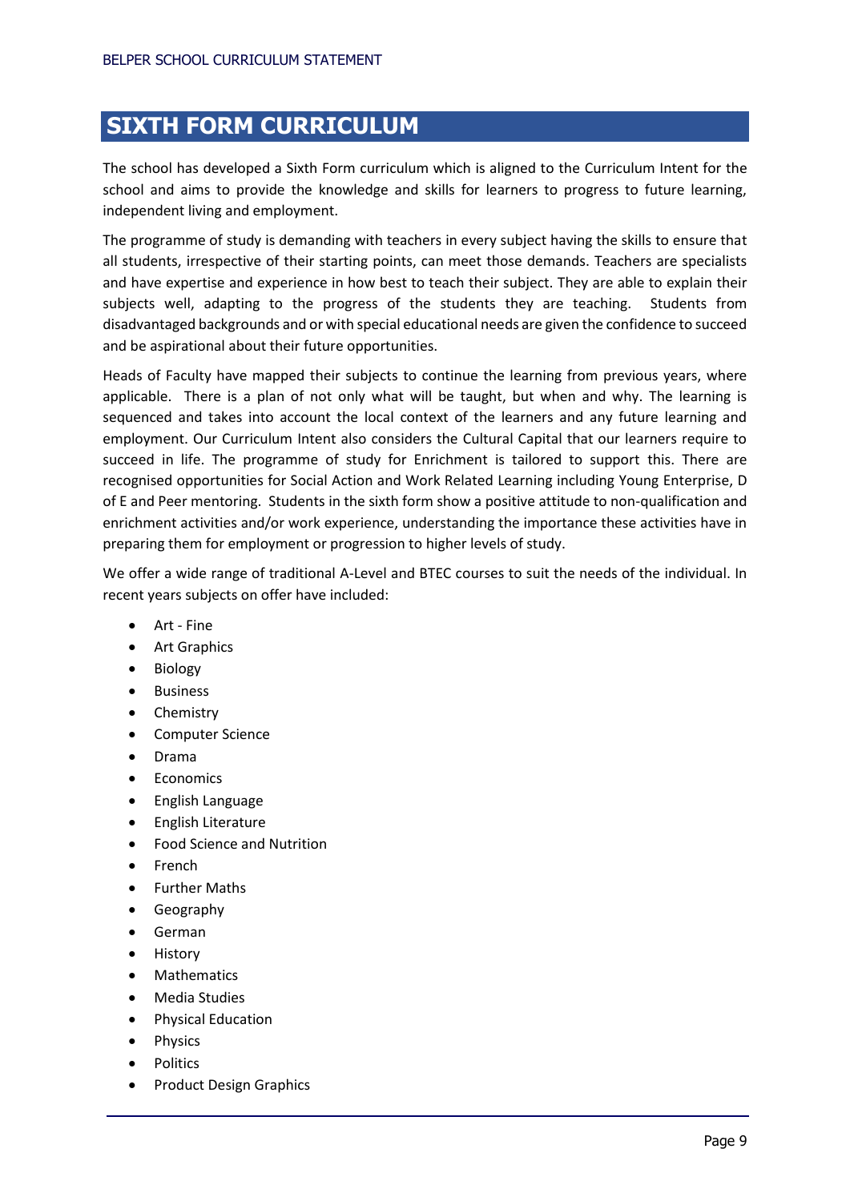# SIXTH FORM CURRICULUM

The school has developed a Sixth Form curriculum which is aligned to the Curriculum Intent for the school and aims to provide the knowledge and skills for learners to progress to future learning, independent living and employment.

The programme of study is demanding with teachers in every subject having the skills to ensure that all students, irrespective of their starting points, can meet those demands. Teachers are specialists and have expertise and experience in how best to teach their subject. They are able to explain their subjects well, adapting to the progress of the students they are teaching. Students from disadvantaged backgrounds and or with special educational needs are given the confidence to succeed and be aspirational about their future opportunities.

Heads of Faculty have mapped their subjects to continue the learning from previous years, where applicable. There is a plan of not only what will be taught, but when and why. The learning is sequenced and takes into account the local context of the learners and any future learning and employment. Our Curriculum Intent also considers the Cultural Capital that our learners require to succeed in life. The programme of study for Enrichment is tailored to support this. There are recognised opportunities for Social Action and Work Related Learning including Young Enterprise, D of E and Peer mentoring. Students in the sixth form show a positive attitude to non-qualification and enrichment activities and/or work experience, understanding the importance these activities have in preparing them for employment or progression to higher levels of study.

We offer a wide range of traditional A-Level and BTEC courses to suit the needs of the individual. In recent years subjects on offer have included:

- Art - Fine
- Art Graphics
- Biology
- Business
- Chemistry
- Computer Science
- Drama
- Economics
- English Language
- English Literature
- Food Science and Nutrition
- French
- Further Maths
- Geography
- German
- History
- Mathematics
- Media Studies
- Physical Education
- Physics
- Politics
- Product Design Graphics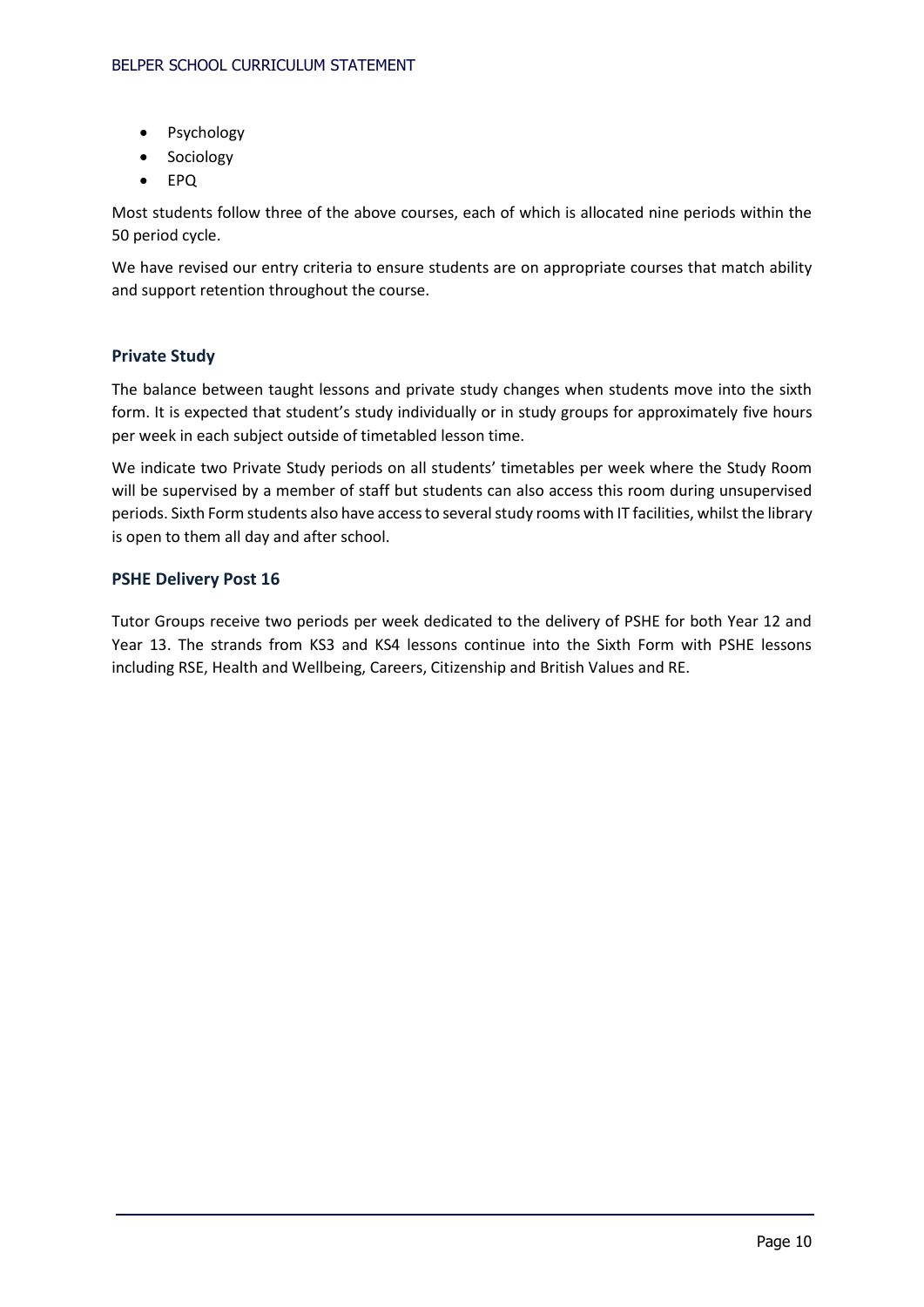- Psychology
- Sociology
- EPQ

Most students follow three of the above courses, each of which is allocated nine periods within the 50 period cycle.

We have revised our entry criteria to ensure students are on appropriate courses that match ability and support retention throughout the course.

### Private Study

The balance between taught lessons and private study changes when students move into the sixth form. It is expected that student's study individually or in study groups for approximately five hours per week in each subject outside of timetabled lesson time.

We indicate two Private Study periods on all students' timetables per week where the Study Room will be supervised by a member of staff but students can also access this room during unsupervised periods. Sixth Form students also have access to several study rooms with IT facilities, whilst the library is open to them all day and after school.

### PSHE Delivery Post 16

Tutor Groups receive two periods per week dedicated to the delivery of PSHE for both Year 12 and Year 13. The strands from KS3 and KS4 lessons continue into the Sixth Form with PSHE lessons including RSE, Health and Wellbeing, Careers, Citizenship and British Values and RE.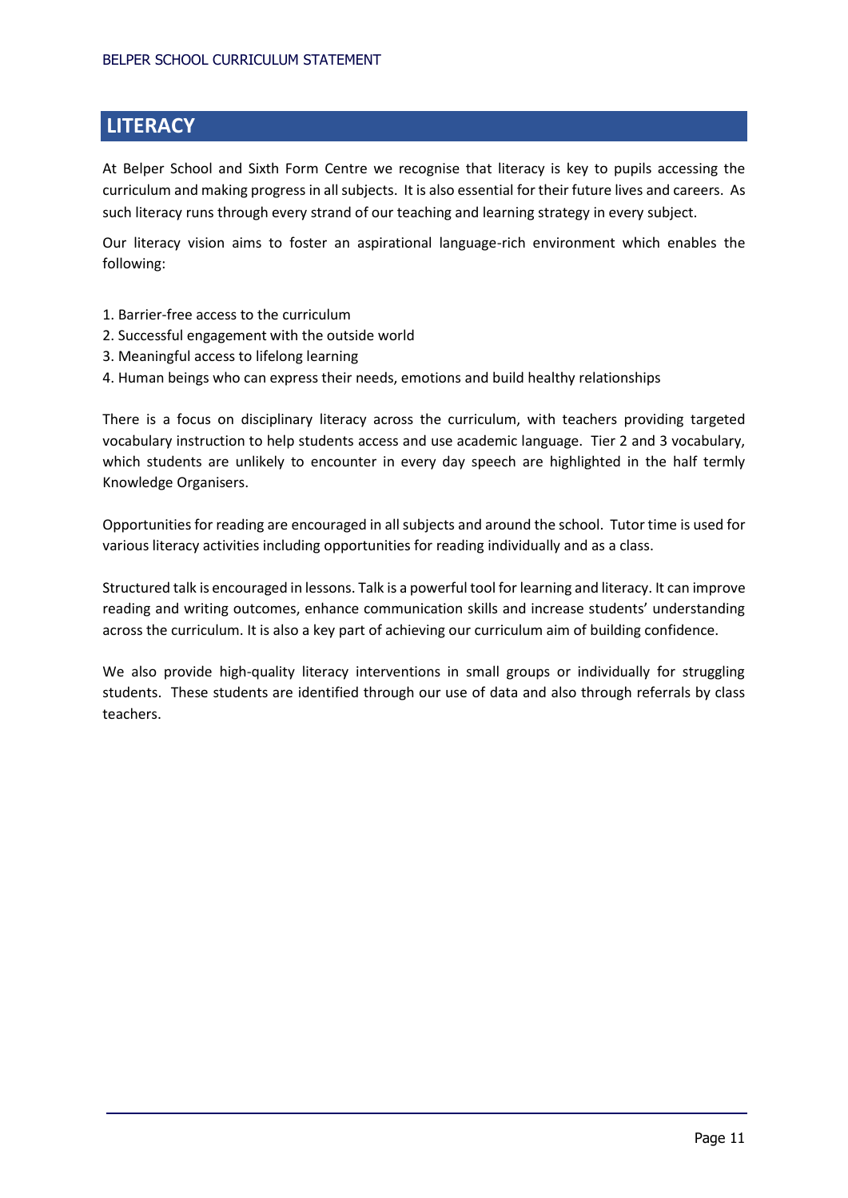## LITERACY

At Belper School and Sixth Form Centre we recognise that literacy is key to pupils accessing the curriculum and making progress in all subjects. It is also essential for their future lives and careers. As such literacy runs through every strand of our teaching and learning strategy in every subject.

Our literacy vision aims to foster an aspirational language-rich environment which enables the following:

1. Barrier-free access to the curriculum
2. Successful engagement with the outside world
3. Meaningful access to lifelong learning
4. Human beings who can express their needs, emotions and build healthy relationships

There is a focus on disciplinary literacy across the curriculum, with teachers providing targeted vocabulary instruction to help students access and use academic language. Tier 2 and 3 vocabulary, which students are unlikely to encounter in every day speech are highlighted in the half termly Knowledge Organisers.

Opportunities for reading are encouraged in all subjects and around the school. Tutor time is used for various literacy activities including opportunities for reading individually and as a class.

Structured talk is encouraged in lessons. Talk is a powerful tool for learning and literacy. It can improve reading and writing outcomes, enhance communication skills and increase students' understanding across the curriculum. It is also a key part of achieving our curriculum aim of building confidence.

We also provide high-quality literacy interventions in small groups or individually for struggling students. These students are identified through our use of data and also through referrals by class teachers.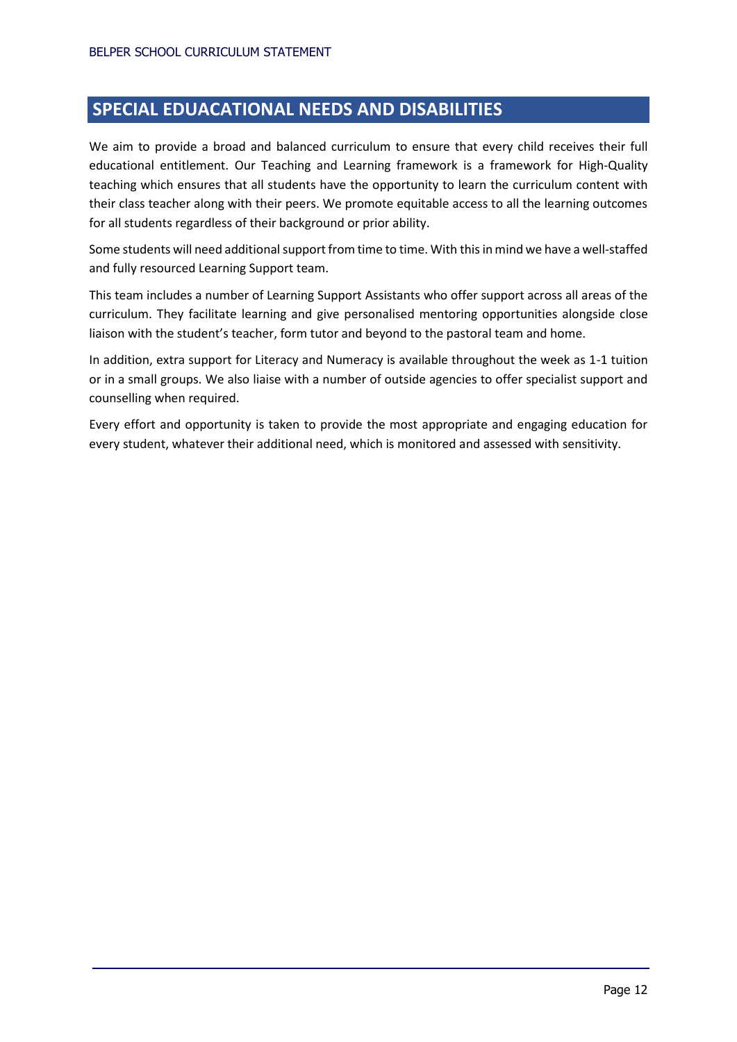## SPECIAL EDUACATIONAL NEEDS AND DISABILITIES

We aim to provide a broad and balanced curriculum to ensure that every child receives their full educational entitlement. Our Teaching and Learning framework is a framework for High-Quality teaching which ensures that all students have the opportunity to learn the curriculum content with their class teacher along with their peers. We promote equitable access to all the learning outcomes for all students regardless of their background or prior ability.

Some students will need additional support from time to time. With this in mind we have a well-staffed and fully resourced Learning Support team.

This team includes a number of Learning Support Assistants who offer support across all areas of the curriculum. They facilitate learning and give personalised mentoring opportunities alongside close liaison with the student's teacher, form tutor and beyond to the pastoral team and home.

In addition, extra support for Literacy and Numeracy is available throughout the week as 1-1 tuition or in a small groups. We also liaise with a number of outside agencies to offer specialist support and counselling when required.

Every effort and opportunity is taken to provide the most appropriate and engaging education for every student, whatever their additional need, which is monitored and assessed with sensitivity.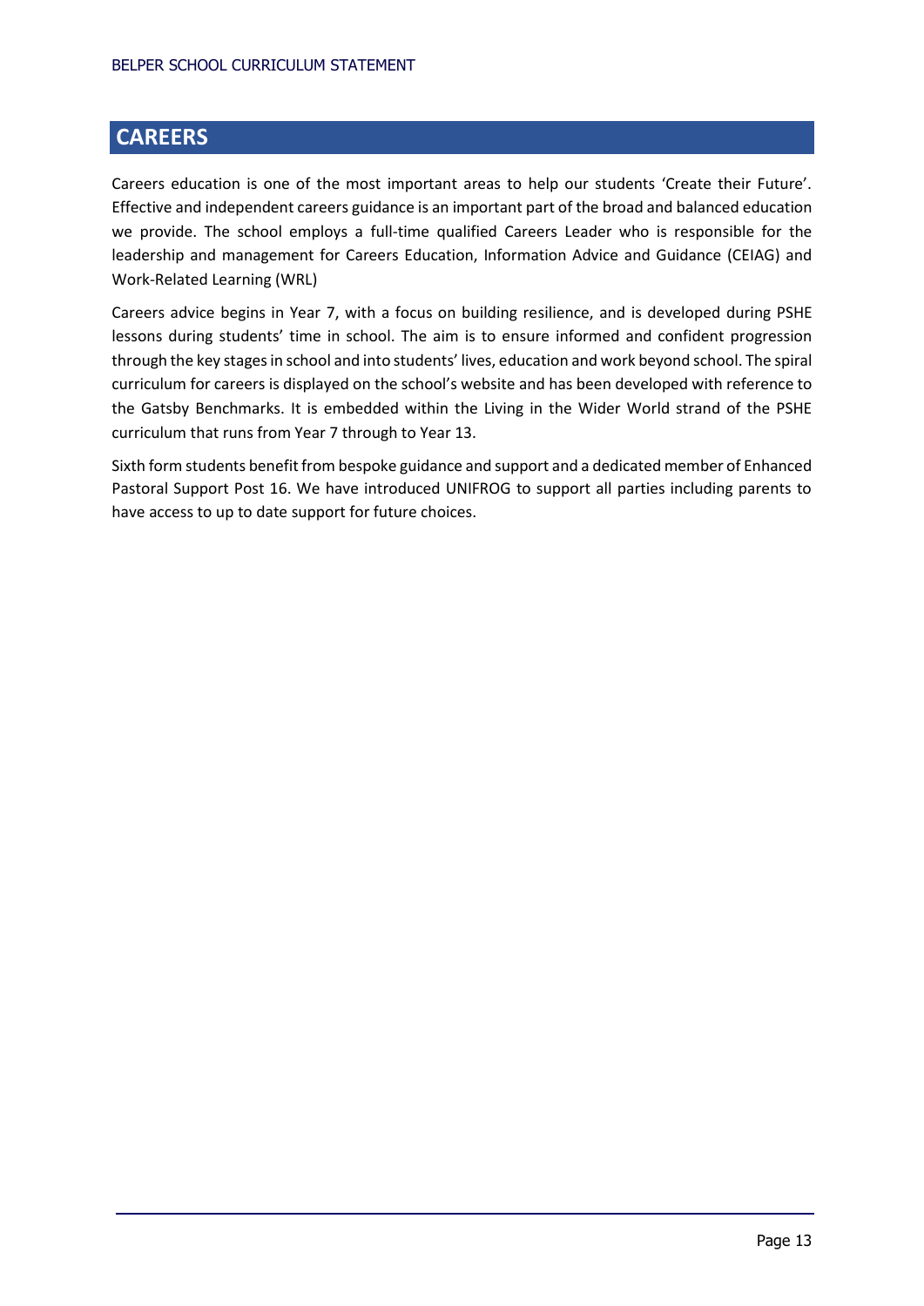## CAREERS

Careers education is one of the most important areas to help our students 'Create their Future'. Effective and independent careers guidance is an important part of the broad and balanced education we provide. The school employs a full-time qualified Careers Leader who is responsible for the leadership and management for Careers Education, Information Advice and Guidance (CEIAG) and Work-Related Learning (WRL)

Careers advice begins in Year 7, with a focus on building resilience, and is developed during PSHE lessons during students' time in school. The aim is to ensure informed and confident progression through the key stages in school and into students' lives, education and work beyond school. The spiral curriculum for careers is displayed on the school's website and has been developed with reference to the Gatsby Benchmarks. It is embedded within the Living in the Wider World strand of the PSHE curriculum that runs from Year 7 through to Year 13.

Sixth form students benefit from bespoke guidance and support and a dedicated member of Enhanced Pastoral Support Post 16. We have introduced UNIFROG to support all parties including parents to have access to up to date support for future choices.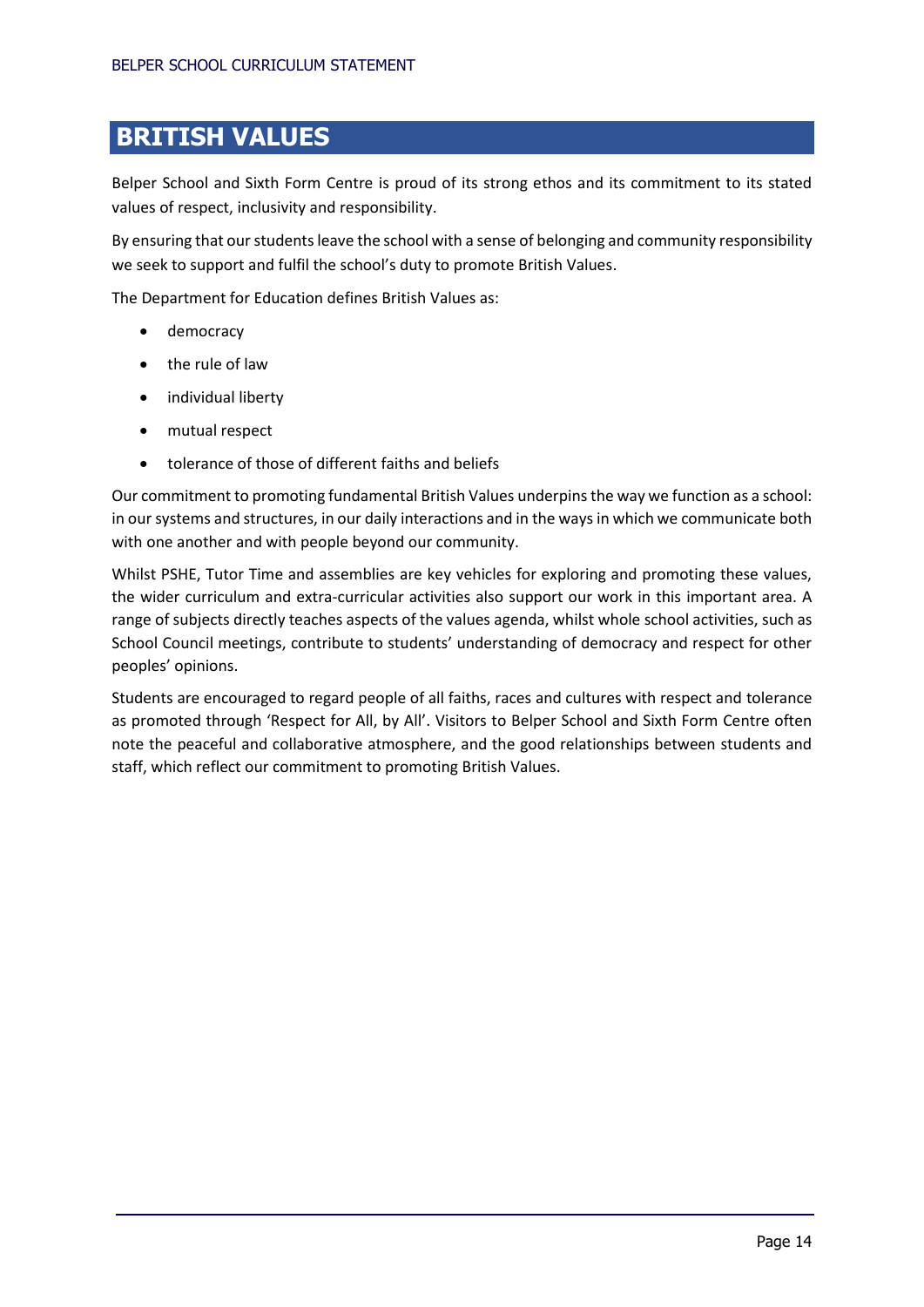# BRITISH VALUES

Belper School and Sixth Form Centre is proud of its strong ethos and its commitment to its stated values of respect, inclusivity and responsibility.

By ensuring that our students leave the school with a sense of belonging and community responsibility we seek to support and fulfil the school's duty to promote British Values.

The Department for Education defines British Values as:

- democracy
- the rule of law
- individual liberty
- mutual respect
- tolerance of those of different faiths and beliefs

Our commitment to promoting fundamental British Values underpins the way we function as a school: in our systems and structures, in our daily interactions and in the ways in which we communicate both with one another and with people beyond our community.

Whilst PSHE, Tutor Time and assemblies are key vehicles for exploring and promoting these values, the wider curriculum and extra-curricular activities also support our work in this important area. A range of subjects directly teaches aspects of the values agenda, whilst whole school activities, such as School Council meetings, contribute to students' understanding of democracy and respect for other peoples' opinions.

Students are encouraged to regard people of all faiths, races and cultures with respect and tolerance as promoted through 'Respect for All, by All'. Visitors to Belper School and Sixth Form Centre often note the peaceful and collaborative atmosphere, and the good relationships between students and staff, which reflect our commitment to promoting British Values.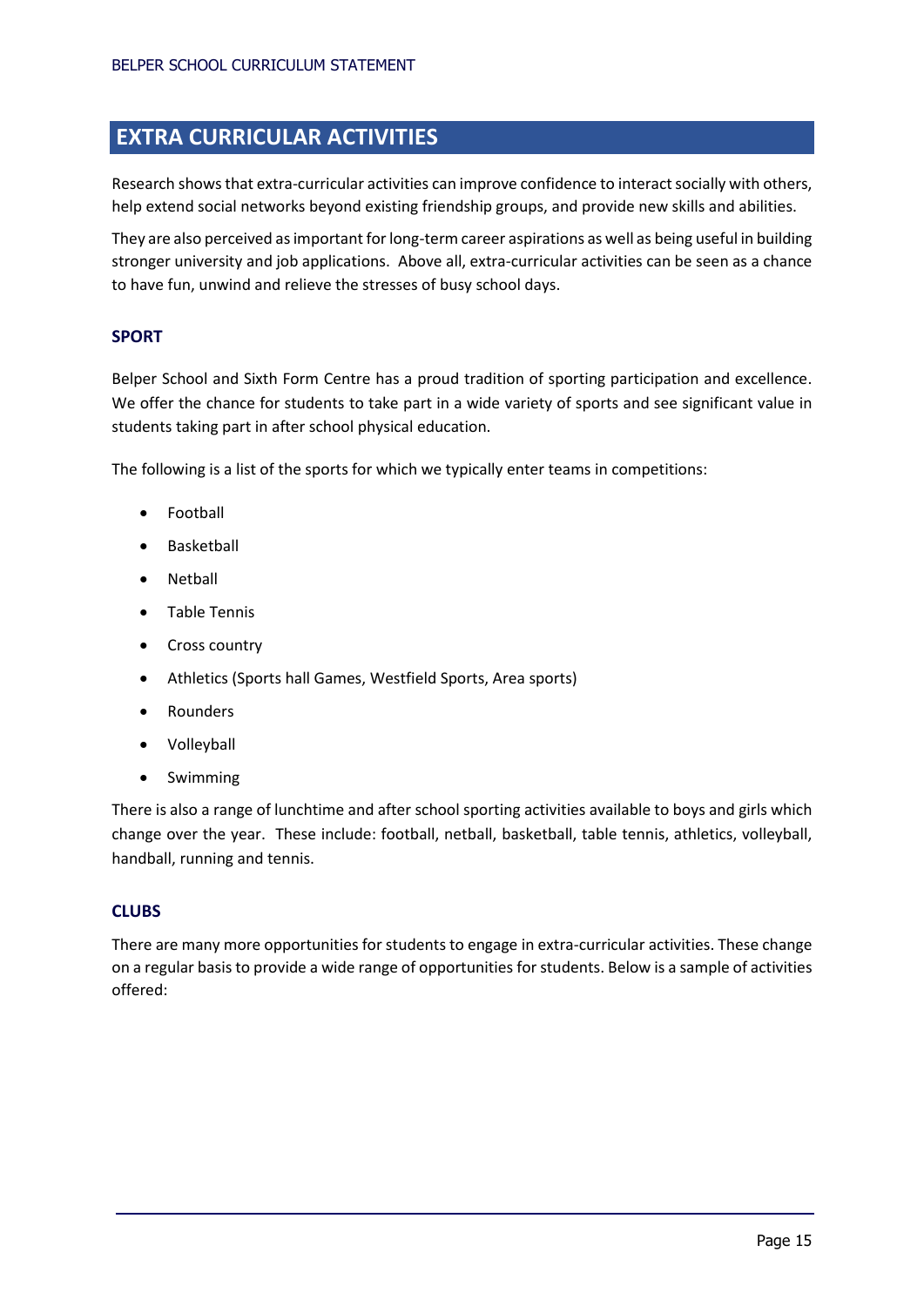## EXTRA CURRICULAR ACTIVITIES

Research shows that extra-curricular activities can improve confidence to interact socially with others, help extend social networks beyond existing friendship groups, and provide new skills and abilities.

They are also perceived as important for long-term career aspirations as well as being useful in building stronger university and job applications. Above all, extra-curricular activities can be seen as a chance to have fun, unwind and relieve the stresses of busy school days.

### SPORT

Belper School and Sixth Form Centre has a proud tradition of sporting participation and excellence. We offer the chance for students to take part in a wide variety of sports and see significant value in students taking part in after school physical education.

The following is a list of the sports for which we typically enter teams in competitions:

- Football
- Basketball
- Netball
- Table Tennis
- Cross country
- Athletics (Sports hall Games, Westfield Sports, Area sports)
- Rounders
- Volleyball
- Swimming

There is also a range of lunchtime and after school sporting activities available to boys and girls which change over the year. These include: football, netball, basketball, table tennis, athletics, volleyball, handball, running and tennis.

### CLUBS

There are many more opportunities for students to engage in extra-curricular activities. These change on a regular basis to provide a wide range of opportunities for students. Below is a sample of activities offered: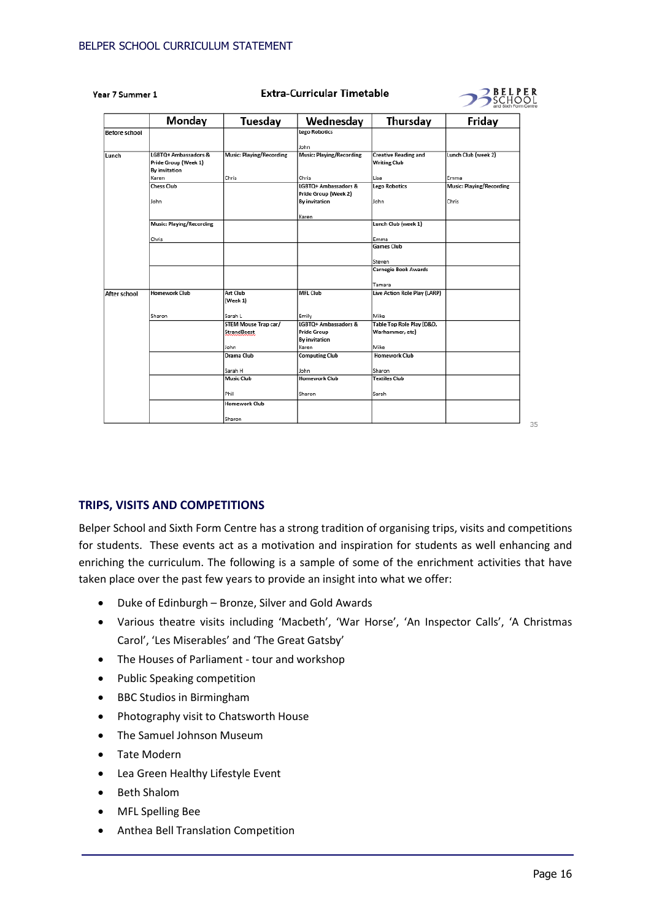Year 7 Summer 1

**Extra-Curricular Timetable**

| | Monday | Tuesday | Wednesday | Thursday | Friday |
|---|---|---|---|---|---|
| Before school | | | Lego Robotics<br>John | | |
| Lunch | LGBTQ+ Ambassadors & Pride Group (Week 1) By invitation<br>Karen | Music: Playing/Recording<br>Chris | Music: Playing/Recording<br>Chris | Creative Reading and Writing Club<br>Lisa | Lunch Club (week 2)<br>Emma |
| | Chess Club<br>John | | LGBTQ+ Ambassadors & Pride Group (Week 2) By invitation<br>Karen | Lego Robotics<br>John | Music: Playing/Recording<br>Chris |
| | Music: Playing/Recording<br>Chris | | | Lunch Club (week 1)<br>Emma | |
| | | | | Games Club<br>Steven | |
| | | | | Carnegie Book Awards<br>Tamara | |
| After school | Homework Club<br>Sharon | Art Club (Week 1)<br>Sarah L | MFL Club<br>Emily | Live Action Role Play (LARP)<br>Mike | |
| | | STEM Mouse Trap car/ StrandBeest<br>John | LGBTQ+ Ambassadors & Pride Group By invitation<br>Karen | Table Top Role Play (D&D, Warhammer, etc)<br>Mike | |
| | | Drama Club<br>Sarah H | Computing Club<br>John | Homework Club<br>Sharon | |
| | | Music Club<br>Phil | Homework Club<br>Sharon | Textiles Club<br>Sarah | |
| | | Homework Club<br>Sharon | | | |

35

## TRIPS, VISITS AND COMPETITIONS

Belper School and Sixth Form Centre has a strong tradition of organising trips, visits and competitions for students. These events act as a motivation and inspiration for students as well enhancing and enriching the curriculum. The following is a sample of some of the enrichment activities that have taken place over the past few years to provide an insight into what we offer:

- Duke of Edinburgh – Bronze, Silver and Gold Awards
- Various theatre visits including 'Macbeth', 'War Horse', 'An Inspector Calls', 'A Christmas Carol', 'Les Miserables' and 'The Great Gatsby'
- The Houses of Parliament - tour and workshop
- Public Speaking competition
- BBC Studios in Birmingham
- Photography visit to Chatsworth House
- The Samuel Johnson Museum
- Tate Modern
- Lea Green Healthy Lifestyle Event
- Beth Shalom
- MFL Spelling Bee
- Anthea Bell Translation Competition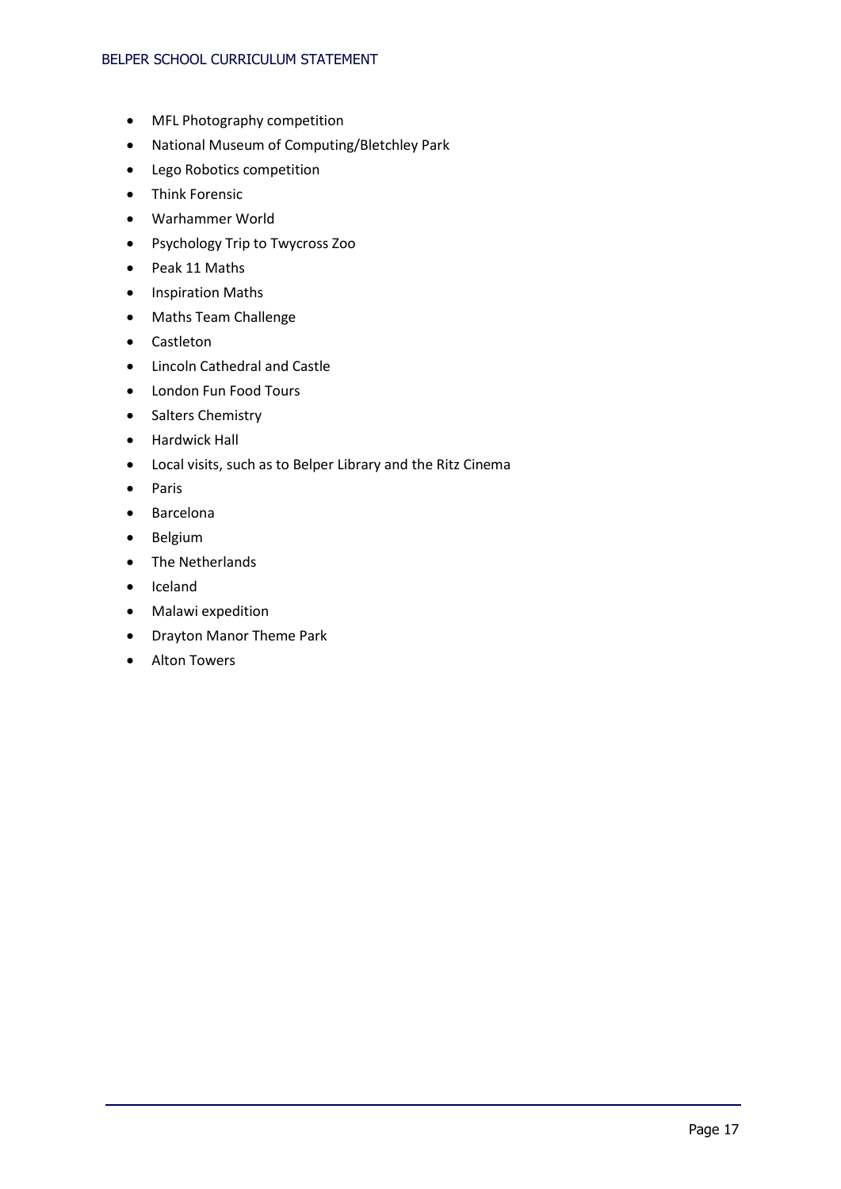- MFL Photography competition
- National Museum of Computing/Bletchley Park
- Lego Robotics competition
- Think Forensic
- Warhammer World
- Psychology Trip to Twycross Zoo
- Peak 11 Maths
- Inspiration Maths
- Maths Team Challenge
- Castleton
- Lincoln Cathedral and Castle
- London Fun Food Tours
- Salters Chemistry
- Hardwick Hall
- Local visits, such as to Belper Library and the Ritz Cinema
- Paris
- Barcelona
- Belgium
- The Netherlands
- Iceland
- Malawi expedition
- Drayton Manor Theme Park
- Alton Towers